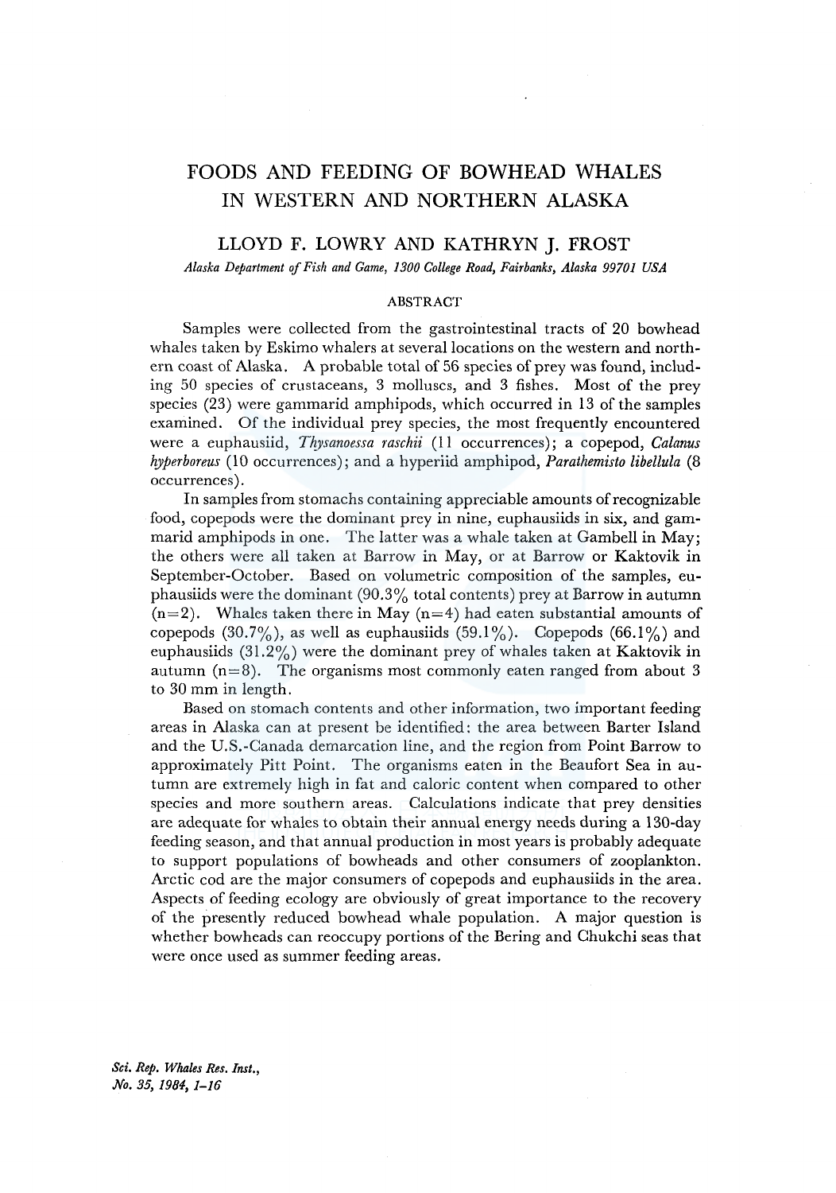# FOODS AND FEEDING OF BOWHEAD WHALES IN WESTERN AND NORTHERN ALASKA

## LLOYD F. LOWRY AND KATHRYN J. FROST

*Alaska Department of Fish and Game, 1300 College Road, Fairbanks, Alaska 99701 USA*

### ABSTRACT

Samples were collected from the gastrointestinal tracts of 20 bowhead whales taken by Eskimo whalers at several locations on the western and northern coast of Alaska. A probable total of 56 species of prey was found, including 50 species of crustaceans, 3 molluscs, and 3 fishes. Most of the prey species (23) were gammarid amphipods, which occurred in 13 of the samples examined. Of the individual prey species, the most frequently encountered were a euphausiid, *Thysanoessa raschii* (11 occurrences); a copepod, *Calanus hyperboreus* (10 occurrences); and a hyperiid amphipod, *Parathemisto libellula* (8 occurrences).

In samples from stomachs containing appreciable amounts of recognizable food, copepods were the dominant prey in nine, euphausiids in six, and gammarid amphipods in one. The latter was a whale taken at Gambell in May; the others were all taken at Barrow in May, or at Barrow or Kaktovik in September-October. Based on volumetric composition of the samples, euphausiids were the dominant (90.3% total contents) prey at Barrow in autumn (n=2). Whales taken there in May (n=4) had eaten substantial amounts of copepods (30.7%), as well as euphausiids (59.1%). Copepods (66.1%) and euphausiids (31.2%) were the dominant prey of whales taken at Kaktovik in autumn (n=8). The organisms most commonly eaten ranged from about 3 to 30 mm in length.

Based on stomach contents and other information, two important feeding areas in Alaska can at present be identified: the area between Barter Island and the U.S.-Canada demarcation line, and the region from Point Barrow to approximately Pitt Point. The organisms eaten in the Beaufort Sea in autumn are extremely high in fat and caloric content when compared to other species and more southern areas. Calculations indicate that prey densities are adequate for whales to obtain their annual energy needs during a 130-day feeding season, and that annual production in most years is probably adequate to support populations of bowheads and other consumers of zooplankton. Arctic cod are the major consumers of copepods and euphausiids in the area. Aspects of feeding ecology are obviously of great importance to the recovery of the presently reduced bowhead whale population. A major question is whether bowheads can reoccupy portions of the Bering and Chukchi seas that were once used as summer feeding areas.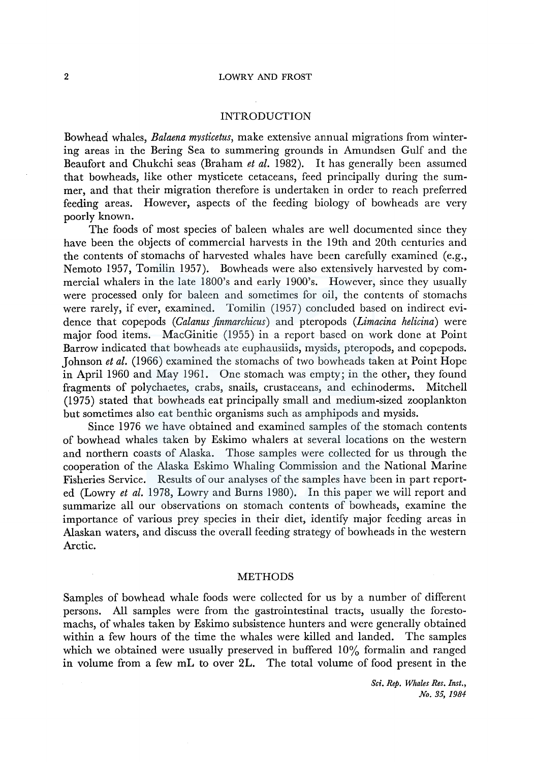## INTRODUCTION

Bowhead whales, *Balaena mysticetus*, make extensive annual migrations from wintering areas in the Bering Sea to summering grounds in Amundsen Gulf and the Beaufort and Chukchi seas (Braham *et al.* 1982). It has generally been assumed that bowheads, like other mysticete cetaceans, feed principally during the summer, and that their migration therefore is undertaken in order to reach preferred feeding areas. However, aspects of the feeding biology of bowheads are very poorly known.

The foods of most species of baleen whales are well documented since they have been the objects of commercial harvests in the 19th and 20th centuries and the contents of stomachs of harvested whales have been carefully examined (e.g., Nemoto 1957, Tomilin 1957). Bowheads were also extensively harvested by commercial whalers in the late 1800's and early 1900's. However, since they usually were processed only for baleen and sometimes for oil, the contents of stomachs were rarely, if ever, examined. Tomilin (1957) concluded based on indirect evidence that copepods (*Calanus finmarchicus*) and pteropods (*Limacina helicina*) were major food items. MacGinitie (1955) in a report based on work done at Point Barrow indicated that bowheads ate euphausiids, mysids, pteropods, and copepods. Johnson *et al.* (1966) examined the stomachs of two bowheads taken at Point Hope in April 1960 and May 1961. One stomach was empty; in the other, they found fragments of polychaetes, crabs, snails, crustaceans, and echinoderms. Mitchell (1975) stated that bowheads eat principally small and medium-sized zooplankton but sometimes also eat benthic organisms such as amphipods and mysids.

Since 1976 we have obtained and examined samples of the stomach contents of bowhead whales taken by Eskimo whalers at several locations on the western and northern coasts of Alaska. Those samples were collected for us through the cooperation of the Alaska Eskimo Whaling Commission and the National Marine Fisheries Service. Results of our analyses of the samples have been in part reported (Lowry *et al.* 1978, Lowry and Burns 1980). In this paper we will report and summarize all our observations on stomach contents of bowheads, examine the importance of various prey species in their diet, identify major feeding areas in Alaskan waters, and discuss the overall feeding strategy of bowheads in the western Arctic.

## METHODS

Samples of bowhead whale foods were collected for us by a number of different persons. All samples were from the gastrointestinal tracts, usually the forestomachs, of whales taken by Eskimo subsistence hunters and were generally obtained within a few hours of the time the whales were killed and landed. The samples which we obtained were usually preserved in buffered 10% formalin and ranged in volume from a few mL to over 2L. The total volume of food present in the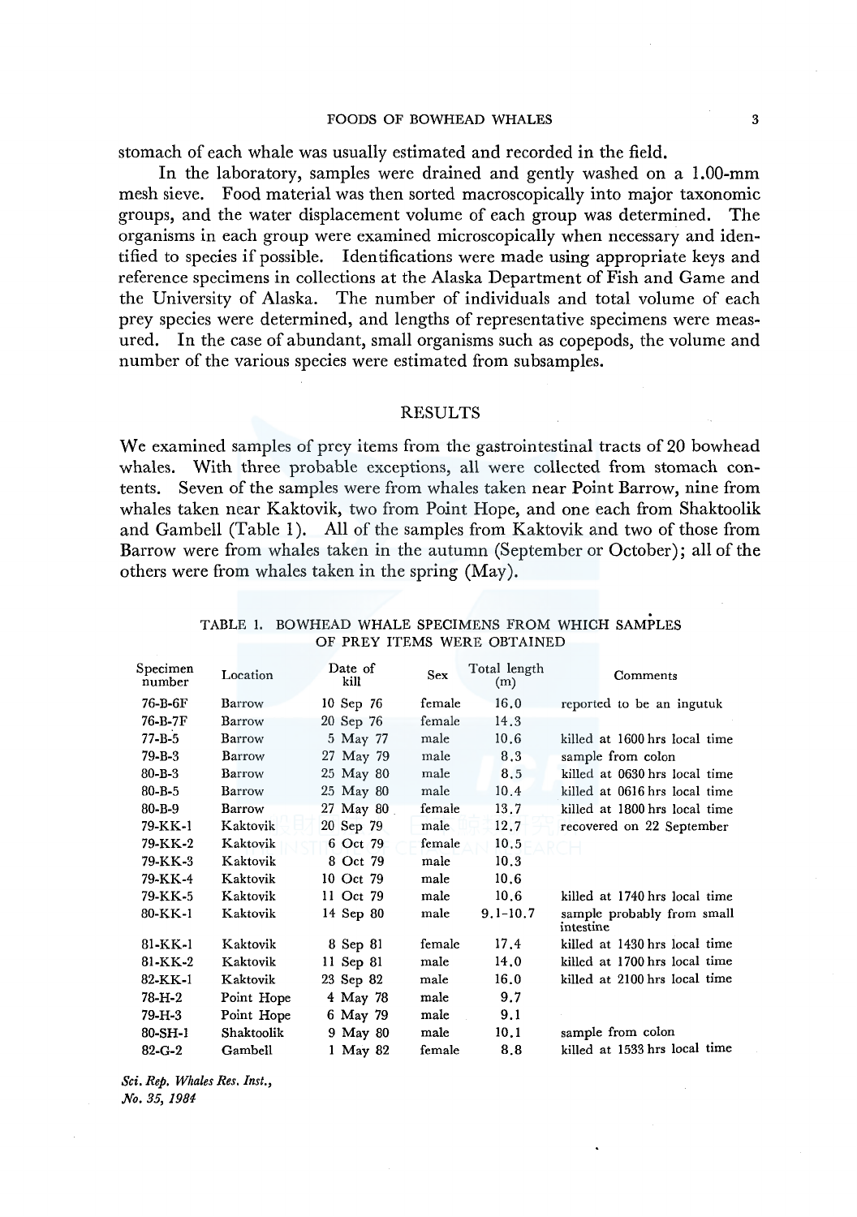stomach of each whale was usually estimated and recorded in the field.

In the laboratory, samples were drained and gently washed on a 1.00-mm mesh sieve. Food material was then sorted macroscopically into major taxonomic groups, and the water displacement volume of each group was determined. The organisms in each group were examined microscopically when necessary and identified to species if possible. Identifications were made using appropriate keys and reference specimens in collections at the Alaska Department of Fish and Game and the University of Alaska. The number of individuals and total volume of each prey species were determined, and lengths of representative specimens were measured. In the case of abundant, small organisms such as copepods, the volume and number of the various species were estimated from subsamples.

## RESULTS

We examined samples of prey items from the gastrointestinal tracts of 20 bowhead whales. With three probable exceptions, all were collected from stomach contents. Seven of the samples were from whales taken near Point Barrow, nine from whales taken near Kaktovik, two from Point Hope, and one each from Shaktoolik and Gambell (Table 1). All of the samples from Kaktovik and two of those from Barrow were from whales taken in the autumn (September or October); all of the others were from whales taken in the spring (May).

TABLE 1. BOWHEAD WHALE SPECIMENS FROM WHICH SAMPLES OF PREY ITEMS WERE OBTAINED

| Specimen number | Location | Date of kill | Sex | Total length (m) | Comments |
|---|---|---|---|---|---|
| 76-B-6F | Barrow | 10 Sep 76 | female | 16.0 | reported to be an ingutuk |
| 76-B-7F | Barrow | 20 Sep 76 | female | 14.3 | |
| 77-B-5 | Barrow | 5 May 77 | male | 10.6 | killed at 1600 hrs local time |
| 79-B-3 | Barrow | 27 May 79 | male | 8.3 | sample from colon |
| 80-B-3 | Barrow | 25 May 80 | male | 8.5 | killed at 0630 hrs local time |
| 80-B-5 | Barrow | 25 May 80 | male | 10.4 | killed at 0616 hrs local time |
| 80-B-9 | Barrow | 27 May 80 | female | 13.7 | killed at 1800 hrs local time |
| 79-KK-1 | Kaktovik | 20 Sep 79 | male | 12.7 | recovered on 22 September |
| 79-KK-2 | Kaktovik | 6 Oct 79 | female | 10.5 | |
| 79-KK-3 | Kaktovik | 8 Oct 79 | male | 10.3 | |
| 79-KK-4 | Kaktovik | 10 Oct 79 | male | 10.6 | |
| 79-KK-5 | Kaktovik | 11 Oct 79 | male | 10.6 | killed at 1740 hrs local time |
| 80-KK-1 | Kaktovik | 14 Sep 80 | male | 9.1-10.7 | sample probably from small intestine |
| 81-KK-1 | Kaktovik | 8 Sep 81 | female | 17.4 | killed at 1430 hrs local time |
| 81-KK-2 | Kaktovik | 11 Sep 81 | male | 14.0 | killed at 1700 hrs local time |
| 82-KK-1 | Kaktovik | 23 Sep 82 | male | 16.0 | killed at 2100 hrs local time |
| 78-H-2 | Point Hope | 4 May 78 | male | 9.7 | |
| 79-H-3 | Point Hope | 6 May 79 | male | 9.1 | |
| 80-SH-1 | Shaktoolik | 9 May 80 | male | 10.1 | sample from colon |
| 82-G-2 | Gambell | 1 May 82 | female | 8.8 | killed at 1533 hrs local time |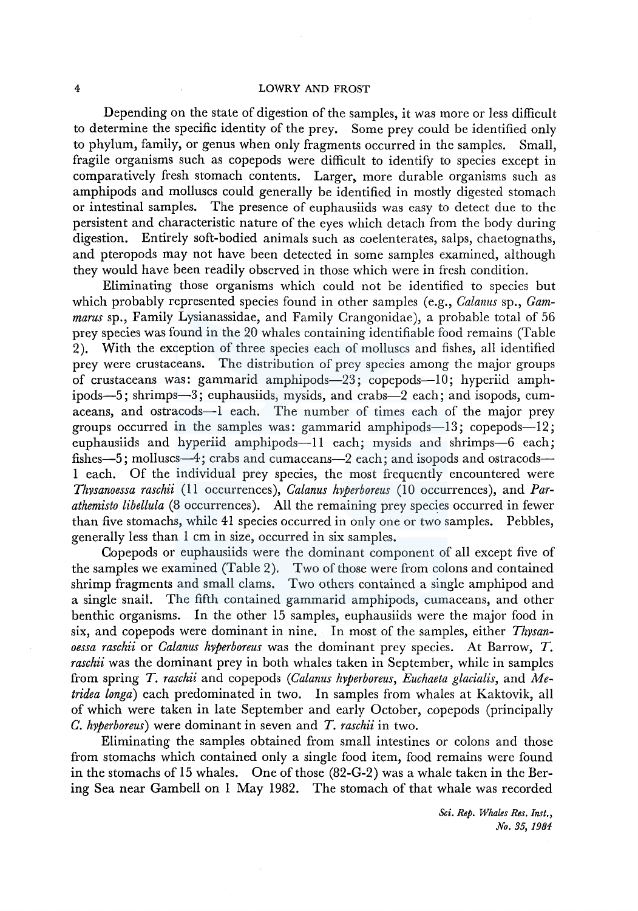Depending on the state of digestion of the samples, it was more or less difficult to determine the specific identity of the prey. Some prey could be identified only to phylum, family, or genus when only fragments occurred in the samples. Small, fragile organisms such as copepods were difficult to identify to species except in comparatively fresh stomach contents. Larger, more durable organisms such as amphipods and molluscs could generally be identified in mostly digested stomach or intestinal samples. The presence of euphausiids was easy to detect due to the persistent and characteristic nature of the eyes which detach from the body during digestion. Entirely soft-bodied animals such as coelenterates, salps, chaetognaths, and pteropods may not have been detected in some samples examined, although they would have been readily observed in those which were in fresh condition.

Eliminating those organisms which could not be identified to species but which probably represented species found in other samples (e.g., *Calanus* sp., *Gammarus* sp., Family Lysianassidae, and Family Crangonidae), a probable total of 56 prey species was found in the 20 whales containing identifiable food remains (Table 2). With the exception of three species each of molluscs and fishes, all identified prey were crustaceans. The distribution of prey species among the major groups of crustaceans was: gammarid amphipods—23; copepods—10; hyperiid amphipods—5; shrimps—3; euphausiids, mysids, and crabs—2 each; and isopods, cumaceans, and ostracods—1 each. The number of times each of the major prey groups occurred in the samples was: gammarid amphipods—13; copepods—12; euphausiids and hyperiid amphipods—11 each; mysids and shrimps—6 each; fishes—5; molluscs—4; crabs and cumaceans—2 each; and isopods and ostracods—1 each. Of the individual prey species, the most frequently encountered were *Thysanoessa raschii* (11 occurrences), *Calanus hyperboreus* (10 occurrences), and *Parathemisto libellula* (8 occurrences). All the remaining prey species occurred in fewer than five stomachs, while 41 species occurred in only one or two samples. Pebbles, generally less than 1 cm in size, occurred in six samples.

Copepods or euphausiids were the dominant component of all except five of the samples we examined (Table 2). Two of those were from colons and contained shrimp fragments and small clams. Two others contained a single amphipod and a single snail. The fifth contained gammarid amphipods, cumaceans, and other benthic organisms. In the other 15 samples, euphausiids were the major food in six, and copepods were dominant in nine. In most of the samples, either *Thysanoessa raschii* or *Calanus hyperboreus* was the dominant prey species. At Barrow, *T. raschii* was the dominant prey in both whales taken in September, while in samples from spring *T. raschii* and copepods (*Calanus hyperboreus*, *Euchaeta glacialis*, and *Metridea longa*) each predominated in two. In samples from whales at Kaktovik, all of which were taken in late September and early October, copepods (principally *C. hyperboreus*) were dominant in seven and *T. raschii* in two.

Eliminating the samples obtained from small intestines or colons and those from stomachs which contained only a single food item, food remains were found in the stomachs of 15 whales. One of those (82-G-2) was a whale taken in the Bering Sea near Gambell on 1 May 1982. The stomach of that whale was recorded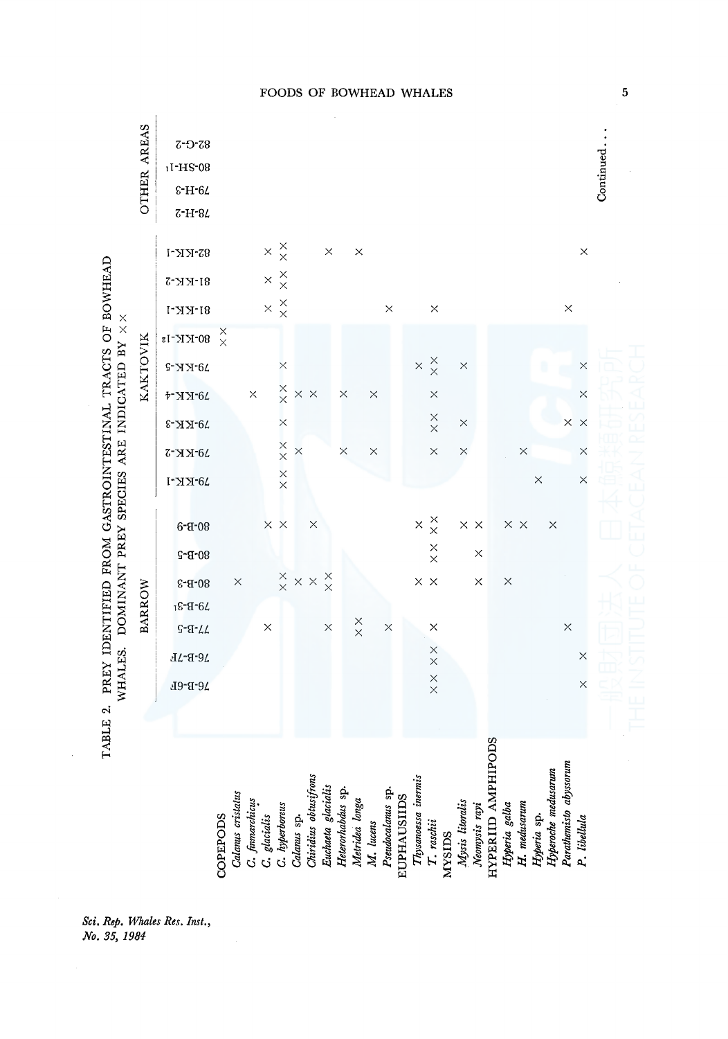TABLE 2. PREY IDENTIFIED FROM GASTROINTESTINAL TRACTS OF BOWHEAD WHALES. DOMINANT PREY SPECIES ARE INDICATED BY ××

| | BARROW | | | | | | | KAKTOVIK | | | | | | | | | OTHER AREAS | | | |
|---|---|---|---|---|---|---|---|---|---|---|---|---|---|---|---|---|---|---|---|---|
| | 76-B-6F | 76-B-7F | 77-B-5 | 79-B-3[1] | 80-B-3 | 80-B-5 | 80-B-9 | 79-KK-1 | 79-KK-2 | 79-KK-3 | 79-KK-4 | 79-KK-5 | 80-KK-1[2] | 81-KK-1 | 81-KK-2 | 82-KK-1 | 78-H-2 | 79-H-3 | 80-SH-1[1] | 82-G-2 |
| COPEPODS | | | | | | | | | | | | | ×× | | | | | | | |
| *Calanus cristatus* | | | | | × | | | | | | | | | | | | | | | |
| *C. finmarchicus* | | | | | | | | | | | × | | | | | | | | | |
| *C. glacialis* | | | × | | | | × | | | | | | | × | × | × | | | | |
| *C. hyperboreus* | | | | | ×× | | × | ×× | ×× | × | ×× | × | | ×× | ×× | ×× | | | | |
| *Calanus* sp. | | | | | × | | | | × | | × | | | | | | | | | |
| *Chiridius obtusifrons* | | | | | × | | × | | | | × | | | | | | | | | |
| *Euchaeta glacialis* | | | × | | ×× | | | | | | | | | | | × | | | | |
| *Heterorhabdus* sp. | | | | | | | | | × | | × | | | | | | | | | |
| *Metridea longa* | | | ×× | | | | | | | | | | | | | × | | | | |
| *M. lucens* | | | | | | | | | × | | × | | | | | | | | | |
| *Pseudocalanus* sp. | | | × | | | | | | | | | | | × | | | | | | |
| EUPHAUSIIDS | | | | | | | | | | | | | | | | | | | | |
| *Thysanoessa inermis* | | | | | × | | × | | | | | × | | | | | | | | |
| *T. raschii* | ×× | ×× | × | | × | ×× | ×× | | × | ×× | × | ×× | | × | | | | | | |
| MYSIDS | | | | | | | | | | | | | | | | | | | | |
| *Mysis litoralis* | | | | | | | × | | × | × | | × | | | | | | | | |
| *Neomysis rayi* | | | | | × | × | × | | | | | | | | | | | | | |
| HYPERIID AMPHIPODS | | | | | | | | | | | | | | | | | | | | |
| *Hyperia galba* | | | | | × | | × | | | | | | | | | | | | | |
| *H. medusarum* | | | | | | | × | | × | | | | | | | | | | | |
| *Hyperia* sp. | | | | | | | | × | | | | | | | | | | | | |
| *Hyperoche medusarum* | | | | | | | × | | | | | | | | | | | | | |
| *Parathemisto abyssorum* | | | × | | | | | | | × | | | | × | | | | | | |
| *P. libellula* | × | × | | | | | | × | × | × | × | × | | | | × | | | | |

Continued . . .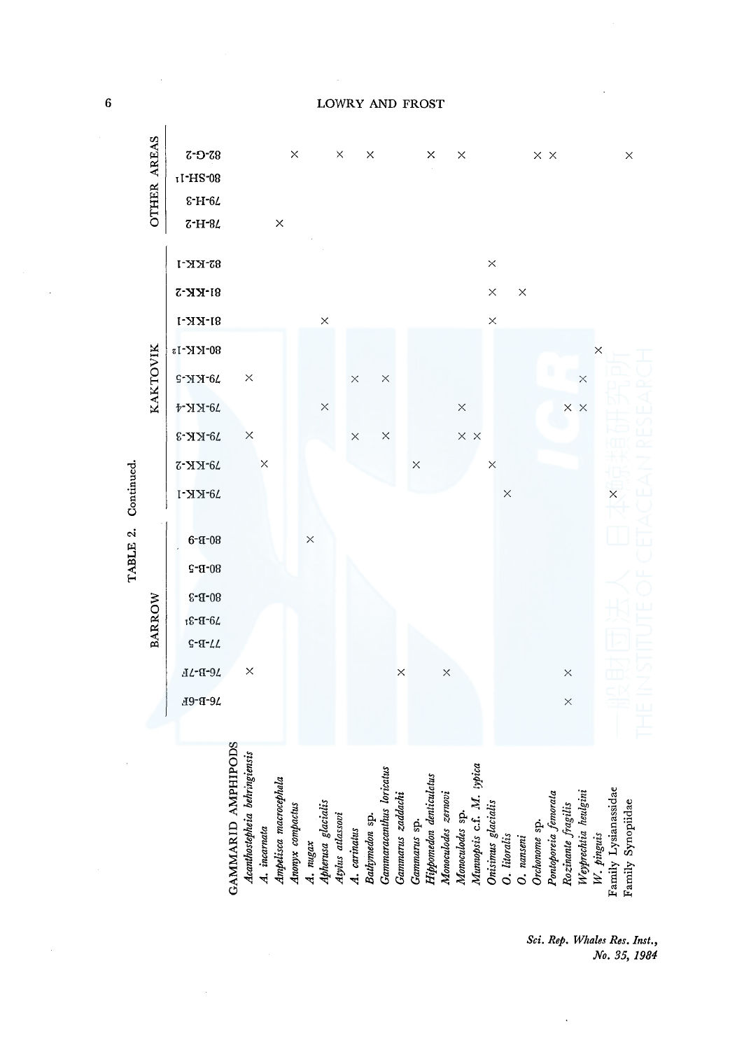TABLE 2. Continued.

| | BARROW | | | | | | | KAKTOVIK | | | | | | | | | OTHER AREAS | | | |
|---|---|---|---|---|---|---|---|---|---|---|---|---|---|---|---|---|---|---|---|---|
| | 76-B-6F | 76-B-7F | 77-B-5 | 79-B-3[1] | 80-B-3 | 80-B-5 | 80-B-9 | 79-KK-1 | 79-KK-2 | 79-KK-3 | 79-KK-4 | 79-KK-5 | 80-KK-1[2] | 81-KK-1 | 81-KK-2 | 82-KK-1 | 78-H-2 | 79-H-3 | 80-SH-1[1] | 82-G-2 |
| GAMMARID AMPHIPODS | | | | | | | | | | | | | | | | | | | | |
| *Acanthostepheia behringiensis* | | × | | | | | | | | × | | × | | | | | | | | |
| *A. incarnata* | | | | | | | | | × | | | | | | | | | | | |
| *Ampelisca macrocephala* | | | | | | | | | | | | | | | | | × | | | |
| *Anonyx compactus* | | | | | | | | | | | | | | | | | | | | × |
| *A. nugax* | | | | | | | × | | | | | | | | | | | | | |
| *Apherusa glacialis* | | | | | | | | | | | × | | | × | | | | | | |
| *Atylus atlassovi* | | | | | | | | | | | | | | | | | | | | × |
| *A. carinatus* | | | | | | | | | | × | | × | | | | | | | | |
| *Bathymedon* sp. | | | | | | | | | | | | | | | | | | | | × |
| *Gammaracanthus loricatus* | | | | | | | | | | × | | × | | | | | | | | |
| *Gammarus zaddachi* | | × | | | | | | | | | | | | | | | | | | |
| *Gammarus* sp. | | | | | | | | | × | | | | | | | | | | | |
| *Hippomedon denticulatus* | | | | | | | | | | | | | | | | | | | | × |
| *Monoculodes zernovi* | | × | | | | | | | | | | | | | | | | | | |
| *Monoculodes* sp. | | | | | | | | | | × | × | | | | | | | | | × |
| *Munnopsis* c.f. *M. typica* | | | | | | | | | | × | | | | | | | | | | |
| *Onisimus glacialis* | | | | | | | | | × | | | | | × | × | × | | | | |
| *O. litoralis* | | | | | | | | × | | | | | | | | | | | | |
| *O. nanseni* | | | | | | | | | | | | | | | × | | | | | |
| *Orchomene* sp. | | | | | | | | | | | | | | | | | | | | × |
| *Pontoporeia femorata* | | | | | | | | | | | | | | | | | | | | × |
| *Rozinante fragilis* | × | × | | | | | | | | | × | | | | | | | | | |
| *Weyprechtia heulgini* | | | | | | | | | | | × | × | | | | | | | | |
| *W. pinguis* | | | | | | | | | | | | | × | | | | | | | |
| Family Lysianassidae | | | | | | | | × | | | | | | | | | | | | |
| Family Synopiidae | | | | | | | | | | | | | | | | | | | | × |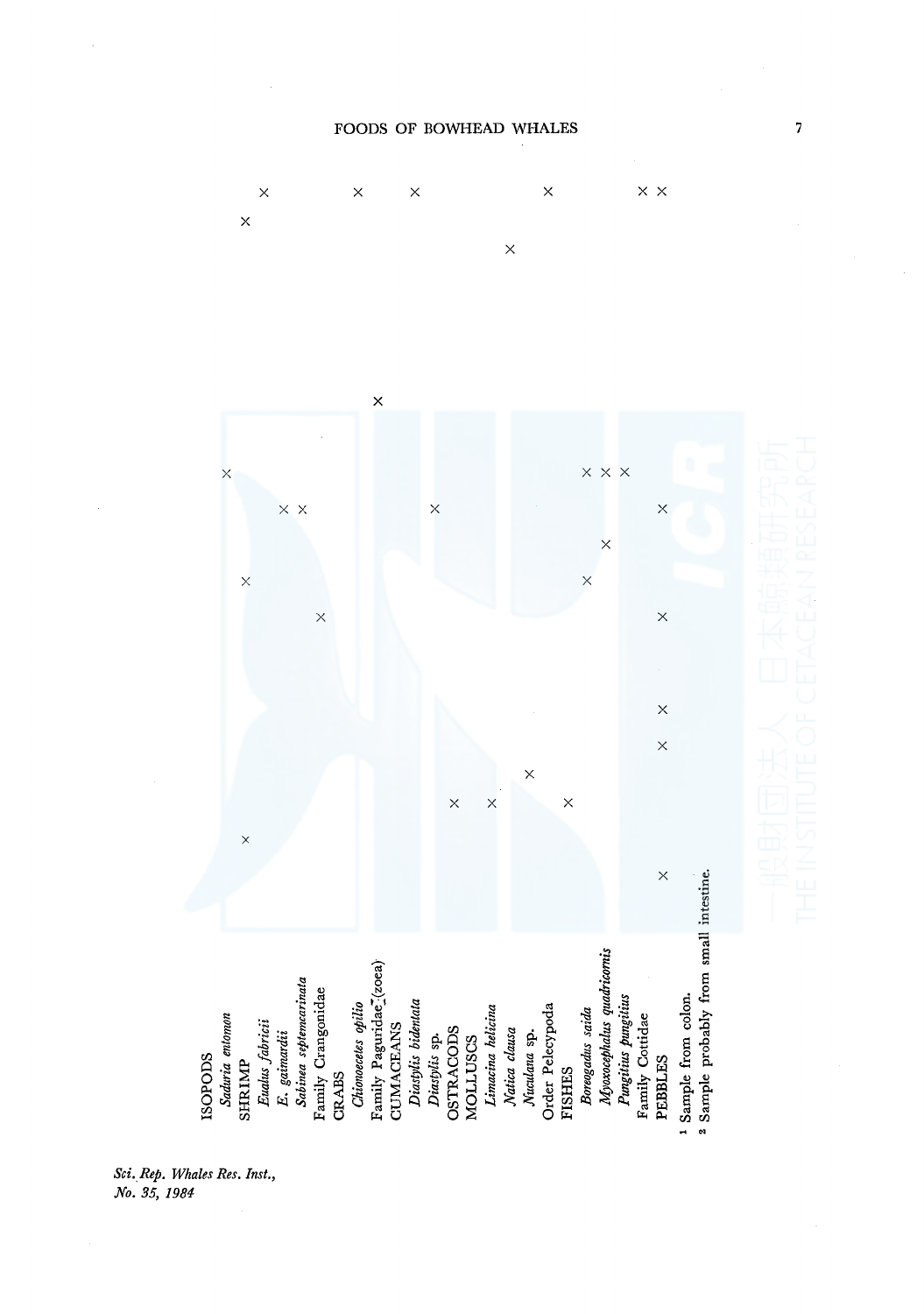| | | | | | | | | | | | | | | | |
|---|---|---|---|---|---|---|---|---|---|---|---|---|---|---|---|
| ISOPODS | | | | | | | | | | | | | | | |
| *Saduria entomon* | | | | | | | | | | | × | | | | |
| SHRIMP | | × | | | | | | × | | | | | | × | |
| *Eualus fabricii* | | | | | | | | | | | | | | | × |
| *E. gaimardii* | | | | | | | | | | × | | | | | |
| *Sabinea septemcarinata* | | | | | | | | | | × | | | | | |
| Family Crangonidae | | | | | | | × | | | | | | | | |
| CRABS | | | | | | | | | | | | | | | |
| *Chionoecetes opilio* | | | | | | | | | | | | | | | × |
| Family Paguridae (zoea) | | | | | | | | | | | | × | | | |
| CUMACEANS | | | | | | | | | | | | | | | |
| *Diastylis bidentata* | | | | | | | | | | | | | | | × |
| *Diastylis* sp. | | | | | | | | | | × | | | | | |
| OSTRACODS | | | × | | | | | | | | | | | | |
| MOLLUSCS | | | | | | | | | | | | | | | |
| *Limacina helicina* | | | × | | | | | | | | | | | | |
| *Natica clausa* | | | | | | | | | | | | | × | | |
| *Nuculana* sp. | | | | × | | | | | | | | | | | |
| Order Pelecypoda | | | | | | | | | | | | | | | × |
| FISHES | | | × | | | | | | | | | | | | |
| *Boreogadus saida* | | | | | | | | × | | | × | | | | |
| *Myoxocephalus quadricornis* | | | | | | | | | × | | × | | | | |
| *Pungitius pungitius* | | | | | | | | | | | × | | | | |
| Family Cottidae | | | | | | | | | | | | | | | × |
| PEBBLES | × | | | | × | × | × | | | × | | | | | × |

[1] Sample from colon.

[2] Sample probably from small intestine.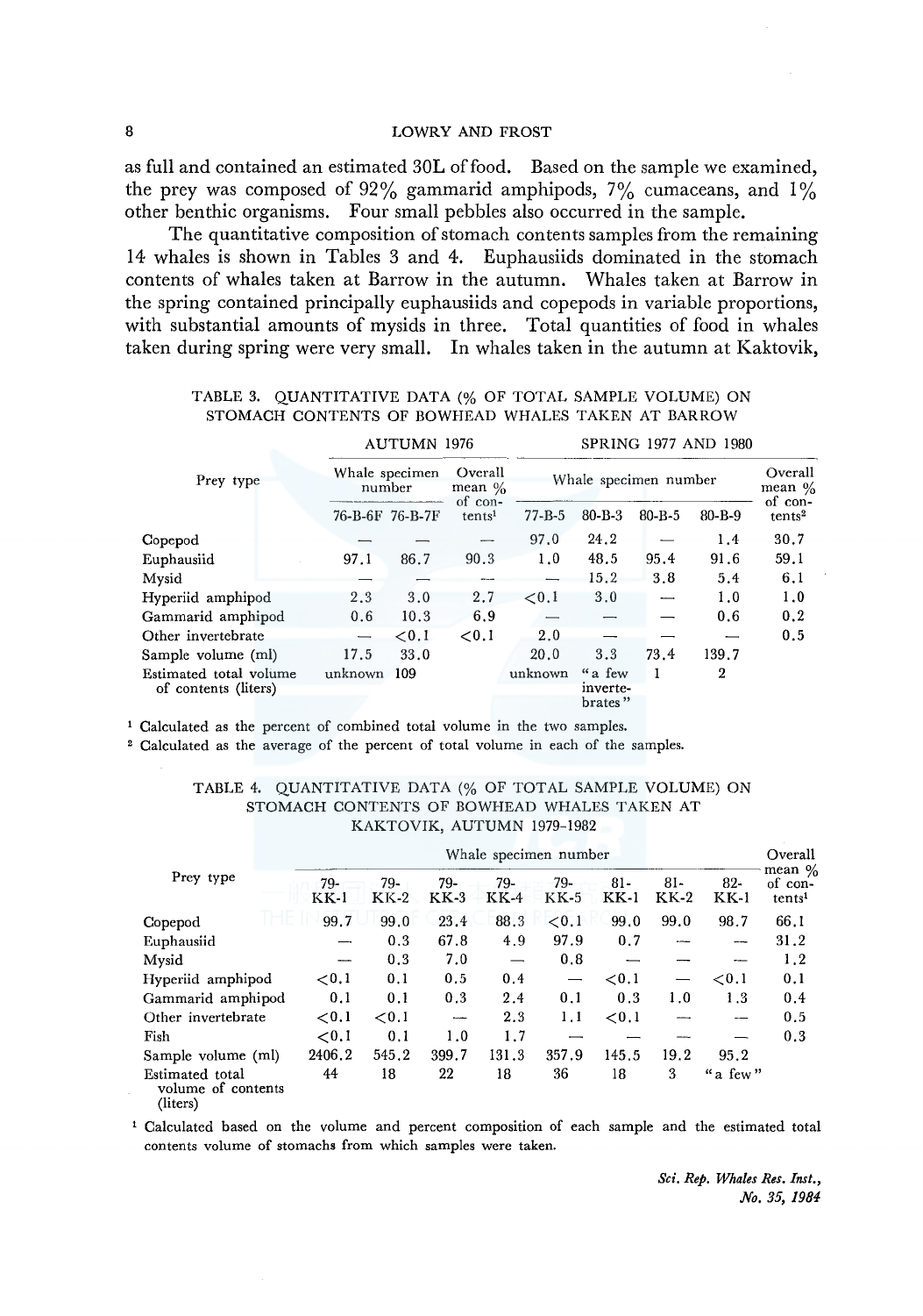as full and contained an estimated 30L of food. Based on the sample we examined, the prey was composed of 92% gammarid amphipods, 7% cumaceans, and 1% other benthic organisms. Four small pebbles also occurred in the sample.

The quantitative composition of stomach contents samples from the remaining 14 whales is shown in Tables 3 and 4. Euphausiids dominated in the stomach contents of whales taken at Barrow in the autumn. Whales taken at Barrow in the spring contained principally euphausiids and copepods in variable proportions, with substantial amounts of mysids in three. Total quantities of food in whales taken during spring were very small. In whales taken in the autumn at Kaktovik,

TABLE 3. QUANTITATIVE DATA (% OF TOTAL SAMPLE VOLUME) ON STOMACH CONTENTS OF BOWHEAD WHALES TAKEN AT BARROW

| Prey type | AUTUMN 1976 | | | SPRING 1977 AND 1980 | | | | |
|---|---|---|---|---|---|---|---|---|
| | Whale specimen number | | Overall mean % of contents[1] | Whale specimen number | | | | Overall mean % of contents[2] |
| | 76-B-6F | 76-B-7F | | 77-B-5 | 80-B-3 | 80-B-5 | 80-B-9 | |
| Copepod | — | — | — | 97.0 | 24.2 | — | 1.4 | 30.7 |
| Euphausiid | 97.1 | 86.7 | 90.3 | 1.0 | 48.5 | 95.4 | 91.6 | 59.1 |
| Mysid | — | — | — | — | 15.2 | 3.8 | 5.4 | 6.1 |
| Hyperiid amphipod | 2.3 | 3.0 | 2.7 | <0.1 | 3.0 | — | 1.0 | 1.0 |
| Gammarid amphipod | 0.6 | 10.3 | 6.9 | — | — | — | 0.6 | 0.2 |
| Other invertebrate | — | <0.1 | <0.1 | 2.0 | — | — | — | 0.5 |
| Sample volume (ml) | 17.5 | 33.0 | | 20.0 | 3.3 | 73.4 | 139.7 | |
| Estimated total volume of contents (liters) | unknown | 109 | | unknown | "a few invertebrates" | 1 | 2 | |

[1] Calculated as the percent of combined total volume in the two samples.
[2] Calculated as the average of the percent of total volume in each of the samples.

TABLE 4. QUANTITATIVE DATA (% OF TOTAL SAMPLE VOLUME) ON STOMACH CONTENTS OF BOWHEAD WHALES TAKEN AT KAKTOVIK, AUTUMN 1979-1982

| Prey type | Whale specimen number | | | | | | | | Overall mean % of contents[1] |
|---|---|---|---|---|---|---|---|---|---|
| | 79-KK-1 | 79-KK-2 | 79-KK-3 | 79-KK-4 | 79-KK-5 | 81-KK-1 | 81-KK-2 | 82-KK-1 | |
| Copepod | 99.7 | 99.0 | 23.4 | 88.3 | <0.1 | 99.0 | 99.0 | 98.7 | 66.1 |
| Euphausiid | — | 0.3 | 67.8 | 4.9 | 97.9 | 0.7 | — | — | 31.2 |
| Mysid | — | 0.3 | 7.0 | — | 0.8 | — | — | — | 1.2 |
| Hyperiid amphipod | <0.1 | 0.1 | 0.5 | 0.4 | — | <0.1 | — | <0.1 | 0.1 |
| Gammarid amphipod | 0.1 | 0.1 | 0.3 | 2.4 | 0.1 | 0.3 | 1.0 | 1.3 | 0.4 |
| Other invertebrate | <0.1 | <0.1 | — | 2.3 | 1.1 | <0.1 | — | — | 0.5 |
| Fish | <0.1 | 0.1 | 1.0 | 1.7 | — | — | — | — | 0.3 |
| Sample volume (ml) | 2406.2 | 545.2 | 399.7 | 131.3 | 357.9 | 145.5 | 19.2 | 95.2 | |
| Estimated total volume of contents (liters) | 44 | 18 | 22 | 18 | 36 | 18 | 3 | "a few" | |

[1] Calculated based on the volume and percent composition of each sample and the estimated total contents volume of stomachs from which samples were taken.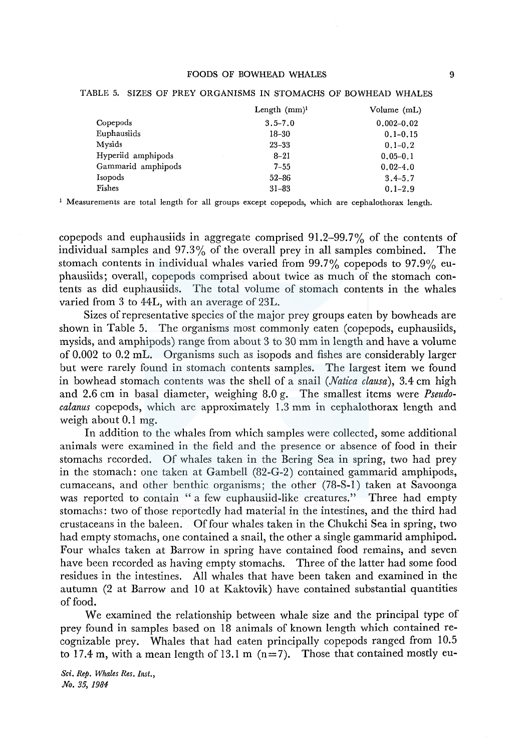TABLE 5. SIZES OF PREY ORGANISMS IN STOMACHS OF BOWHEAD WHALES

| | Length (mm)[1] | Volume (mL) |
|---|---|---|
| Copepods | 3.5–7.0 | 0.002–0.02 |
| Euphausiids | 18–30 | 0.1–0.15 |
| Mysids | 23–33 | 0.1–0.2 |
| Hyperiid amphipods | 8–21 | 0.05–0.1 |
| Gammarid amphipods | 7–55 | 0.02–4.0 |
| Isopods | 52–86 | 3.4–5.7 |
| Fishes | 31–83 | 0.1–2.9 |

[1] Measurements are total length for all groups except copepods, which are cephalothorax length.

copepods and euphausiids in aggregate comprised 91.2–99.7% of the contents of individual samples and 97.3% of the overall prey in all samples combined. The stomach contents in individual whales varied from 99.7% copepods to 97.9% euphausiids; overall, copepods comprised about twice as much of the stomach contents as did euphausiids. The total volume of stomach contents in the whales varied from 3 to 44L, with an average of 23L.

Sizes of representative species of the major prey groups eaten by bowheads are shown in Table 5. The organisms most commonly eaten (copepods, euphausiids, mysids, and amphipods) range from about 3 to 30 mm in length and have a volume of 0.002 to 0.2 mL. Organisms such as isopods and fishes are considerably larger but were rarely found in stomach contents samples. The largest item we found in bowhead stomach contents was the shell of a snail (*Natica clausa*), 3.4 cm high and 2.6 cm in basal diameter, weighing 8.0 g. The smallest items were *Pseudocalanus* copepods, which are approximately 1.3 mm in cephalothorax length and weigh about 0.1 mg.

In addition to the whales from which samples were collected, some additional animals were examined in the field and the presence or absence of food in their stomachs recorded. Of whales taken in the Bering Sea in spring, two had prey in the stomach: one taken at Gambell (82-G-2) contained gammarid amphipods, cumaceans, and other benthic organisms; the other (78-S-1) taken at Savoonga was reported to contain " a few euphausiid-like creatures." Three had empty stomachs: two of those reportedly had material in the intestines, and the third had crustaceans in the baleen. Of four whales taken in the Chukchi Sea in spring, two had empty stomachs, one contained a snail, the other a single gammarid amphipod. Four whales taken at Barrow in spring have contained food remains, and seven have been recorded as having empty stomachs. Three of the latter had some food residues in the intestines. All whales that have been taken and examined in the autumn (2 at Barrow and 10 at Kaktovik) have contained substantial quantities of food.

We examined the relationship between whale size and the principal type of prey found in samples based on 18 animals of known length which contained recognizable prey. Whales that had eaten principally copepods ranged from 10.5 to 17.4 m, with a mean length of 13.1 m ($n=7$). Those that contained mostly eu-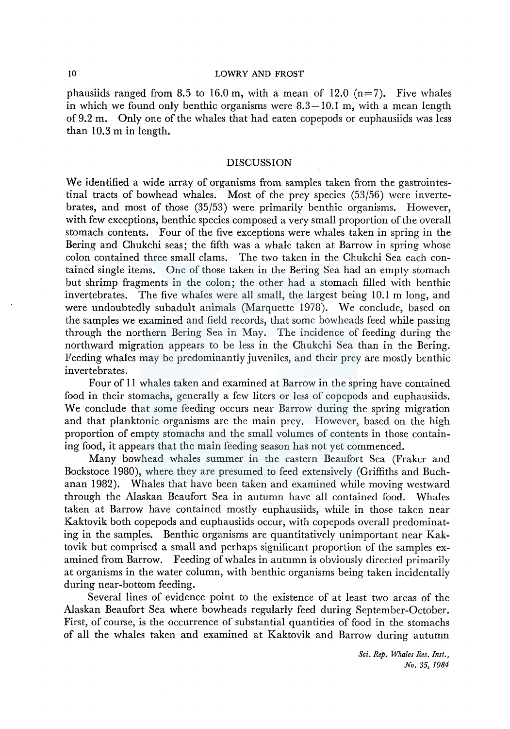phausiids ranged from 8.5 to 16.0 m, with a mean of 12.0 (n=7). Five whales in which we found only benthic organisms were 8.3–10.1 m, with a mean length of 9.2 m. Only one of the whales that had eaten copepods or euphausiids was less than 10.3 m in length.

## DISCUSSION

We identified a wide array of organisms from samples taken from the gastrointestinal tracts of bowhead whales. Most of the prey species (53/56) were invertebrates, and most of those (35/53) were primarily benthic organisms. However, with few exceptions, benthic species composed a very small proportion of the overall stomach contents. Four of the five exceptions were whales taken in spring in the Bering and Chukchi seas; the fifth was a whale taken at Barrow in spring whose colon contained three small clams. The two taken in the Chukchi Sea each contained single items. One of those taken in the Bering Sea had an empty stomach but shrimp fragments in the colon; the other had a stomach filled with benthic invertebrates. The five whales were all small, the largest being 10.1 m long, and were undoubtedly subadult animals (Marquette 1978). We conclude, based on the samples we examined and field records, that some bowheads feed while passing through the northern Bering Sea in May. The incidence of feeding during the northward migration appears to be less in the Chukchi Sea than in the Bering. Feeding whales may be predominantly juveniles, and their prey are mostly benthic invertebrates.

Four of 11 whales taken and examined at Barrow in the spring have contained food in their stomachs, generally a few liters or less of copepods and euphausiids. We conclude that some feeding occurs near Barrow during the spring migration and that planktonic organisms are the main prey. However, based on the high proportion of empty stomachs and the small volumes of contents in those containing food, it appears that the main feeding season has not yet commenced.

Many bowhead whales summer in the eastern Beaufort Sea (Fraker and Bockstoce 1980), where they are presumed to feed extensively (Griffiths and Buchanan 1982). Whales that have been taken and examined while moving westward through the Alaskan Beaufort Sea in autumn have all contained food. Whales taken at Barrow have contained mostly euphausiids, while in those taken near Kaktovik both copepods and euphausiids occur, with copepods overall predominating in the samples. Benthic organisms are quantitatively unimportant near Kaktovik but comprised a small and perhaps significant proportion of the samples examined from Barrow. Feeding of whales in autumn is obviously directed primarily at organisms in the water column, with benthic organisms being taken incidentally during near-bottom feeding.

Several lines of evidence point to the existence of at least two areas of the Alaskan Beaufort Sea where bowheads regularly feed during September-October. First, of course, is the occurrence of substantial quantities of food in the stomachs of all the whales taken and examined at Kaktovik and Barrow during autumn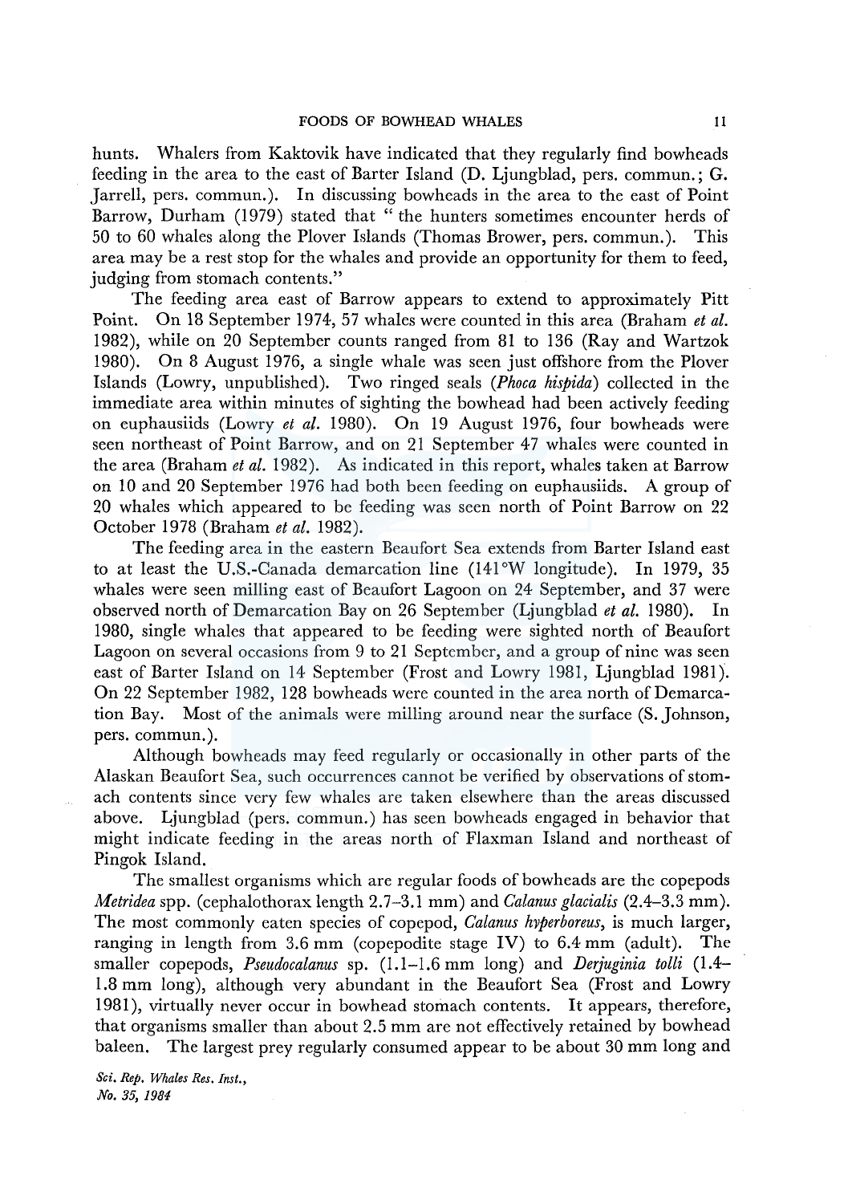hunts. Whalers from Kaktovik have indicated that they regularly find bowheads feeding in the area to the east of Barter Island (D. Ljungblad, pers. commun.; G. Jarrell, pers. commun.). In discussing bowheads in the area to the east of Point Barrow, Durham (1979) stated that "the hunters sometimes encounter herds of 50 to 60 whales along the Plover Islands (Thomas Brower, pers. commun.). This area may be a rest stop for the whales and provide an opportunity for them to feed, judging from stomach contents."

The feeding area east of Barrow appears to extend to approximately Pitt Point. On 18 September 1974, 57 whales were counted in this area (Braham *et al.* 1982), while on 20 September counts ranged from 81 to 136 (Ray and Wartzok 1980). On 8 August 1976, a single whale was seen just offshore from the Plover Islands (Lowry, unpublished). Two ringed seals (*Phoca hispida*) collected in the immediate area within minutes of sighting the bowhead had been actively feeding on euphausiids (Lowry *et al.* 1980). On 19 August 1976, four bowheads were seen northeast of Point Barrow, and on 21 September 47 whales were counted in the area (Braham *et al.* 1982). As indicated in this report, whales taken at Barrow on 10 and 20 September 1976 had both been feeding on euphausiids. A group of 20 whales which appeared to be feeding was seen north of Point Barrow on 22 October 1978 (Braham *et al.* 1982).

The feeding area in the eastern Beaufort Sea extends from Barter Island east to at least the U.S.-Canada demarcation line (141°W longitude). In 1979, 35 whales were seen milling east of Beaufort Lagoon on 24 September, and 37 were observed north of Demarcation Bay on 26 September (Ljungblad *et al.* 1980). In 1980, single whales that appeared to be feeding were sighted north of Beaufort Lagoon on several occasions from 9 to 21 September, and a group of nine was seen east of Barter Island on 14 September (Frost and Lowry 1981, Ljungblad 1981). On 22 September 1982, 128 bowheads were counted in the area north of Demarcation Bay. Most of the animals were milling around near the surface (S. Johnson, pers. commun.).

Although bowheads may feed regularly or occasionally in other parts of the Alaskan Beaufort Sea, such occurrences cannot be verified by observations of stomach contents since very few whales are taken elsewhere than the areas discussed above. Ljungblad (pers. commun.) has seen bowheads engaged in behavior that might indicate feeding in the areas north of Flaxman Island and northeast of Pingok Island.

The smallest organisms which are regular foods of bowheads are the copepods *Metridea* spp. (cephalothorax length 2.7–3.1 mm) and *Calanus glacialis* (2.4–3.3 mm). The most commonly eaten species of copepod, *Calanus hyperboreus*, is much larger, ranging in length from 3.6 mm (copepodite stage IV) to 6.4 mm (adult). The smaller copepods, *Pseudocalanus* sp. (1.1–1.6 mm long) and *Derjuginia tolli* (1.4–1.8 mm long), although very abundant in the Beaufort Sea (Frost and Lowry 1981), virtually never occur in bowhead stomach contents. It appears, therefore, that organisms smaller than about 2.5 mm are not effectively retained by bowhead baleen. The largest prey regularly consumed appear to be about 30 mm long and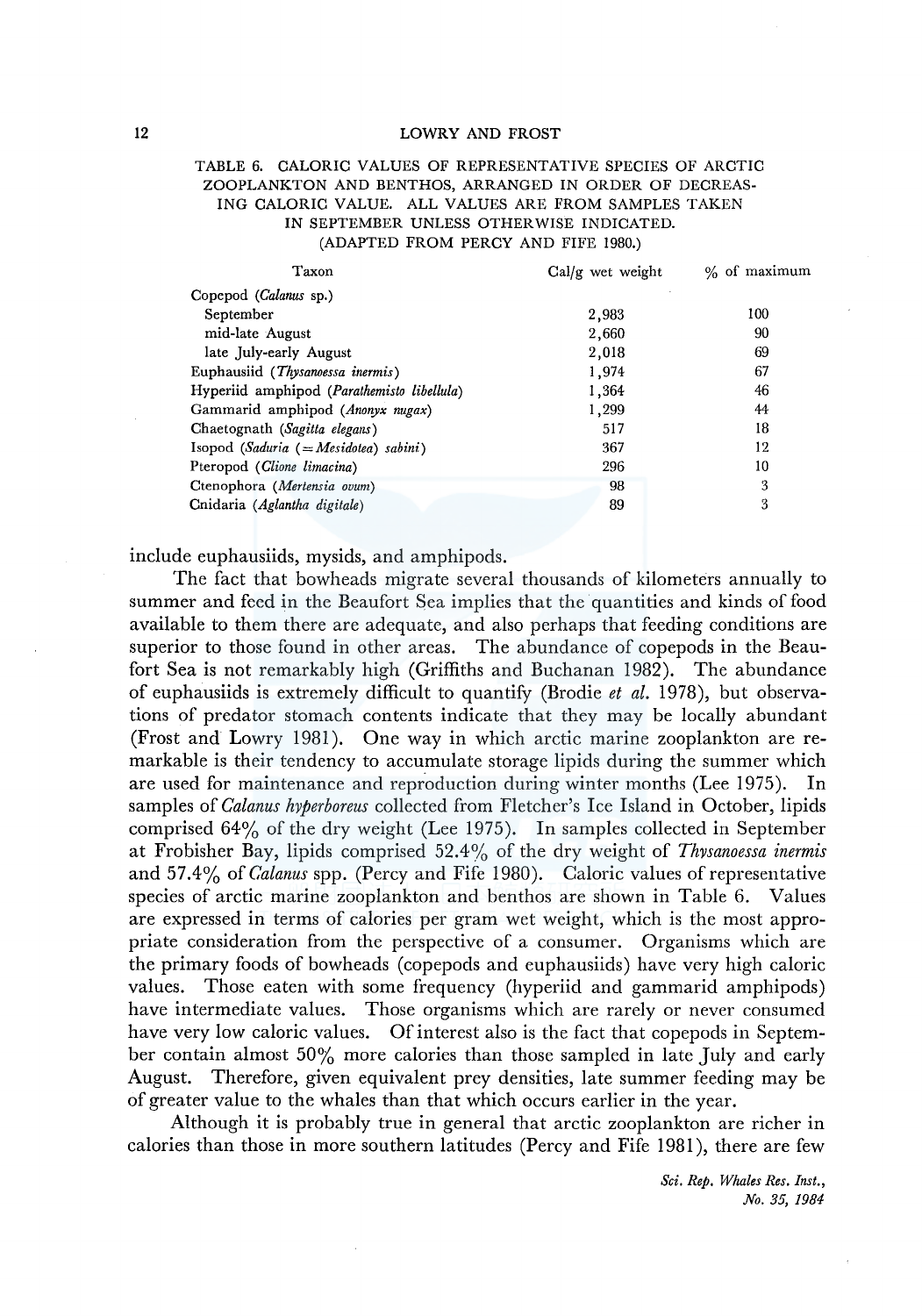TABLE 6. CALORIC VALUES OF REPRESENTATIVE SPECIES OF ARCTIC ZOOPLANKTON AND BENTHOS, ARRANGED IN ORDER OF DECREASING CALORIC VALUE. ALL VALUES ARE FROM SAMPLES TAKEN IN SEPTEMBER UNLESS OTHERWISE INDICATED. (ADAPTED FROM PERCY AND FIFE 1980.)

| Taxon | Cal/g wet weight | % of maximum |
|---|---|---|
| Copepod (*Calanus* sp.) | | |
| September | 2,983 | 100 |
| mid-late August | 2,660 | 90 |
| late July-early August | 2,018 | 69 |
| Euphausiid (*Thysanoessa inermis*) | 1,974 | 67 |
| Hyperiid amphipod (*Parathemisto libellula*) | 1,364 | 46 |
| Gammarid amphipod (*Anonyx nugax*) | 1,299 | 44 |
| Chaetognath (*Sagitta elegans*) | 517 | 18 |
| Isopod (*Saduria* (=*Mesidotea*) *sabini*) | 367 | 12 |
| Pteropod (*Clione limacina*) | 296 | 10 |
| Ctenophora (*Mertensia ovum*) | 98 | 3 |
| Cnidaria (*Aglantha digitale*) | 89 | 3 |

include euphausiids, mysids, and amphipods.

The fact that bowheads migrate several thousands of kilometers annually to summer and feed in the Beaufort Sea implies that the quantities and kinds of food available to them there are adequate, and also perhaps that feeding conditions are superior to those found in other areas. The abundance of copepods in the Beaufort Sea is not remarkably high (Griffiths and Buchanan 1982). The abundance of euphausiids is extremely difficult to quantify (Brodie *et al.* 1978), but observations of predator stomach contents indicate that they may be locally abundant (Frost and Lowry 1981). One way in which arctic marine zooplankton are remarkable is their tendency to accumulate storage lipids during the summer which are used for maintenance and reproduction during winter months (Lee 1975). In samples of *Calanus hyperboreus* collected from Fletcher's Ice Island in October, lipids comprised 64% of the dry weight (Lee 1975). In samples collected in September at Frobisher Bay, lipids comprised 52.4% of the dry weight of *Thysanoessa inermis* and 57.4% of *Calanus* spp. (Percy and Fife 1980). Caloric values of representative species of arctic marine zooplankton and benthos are shown in Table 6. Values are expressed in terms of calories per gram wet weight, which is the most appropriate consideration from the perspective of a consumer. Organisms which are the primary foods of bowheads (copepods and euphausiids) have very high caloric values. Those eaten with some frequency (hyperiid and gammarid amphipods) have intermediate values. Those organisms which are rarely or never consumed have very low caloric values. Of interest also is the fact that copepods in September contain almost 50% more calories than those sampled in late July and early August. Therefore, given equivalent prey densities, late summer feeding may be of greater value to the whales than that which occurs earlier in the year.

Although it is probably true in general that arctic zooplankton are richer in calories than those in more southern latitudes (Percy and Fife 1981), there are few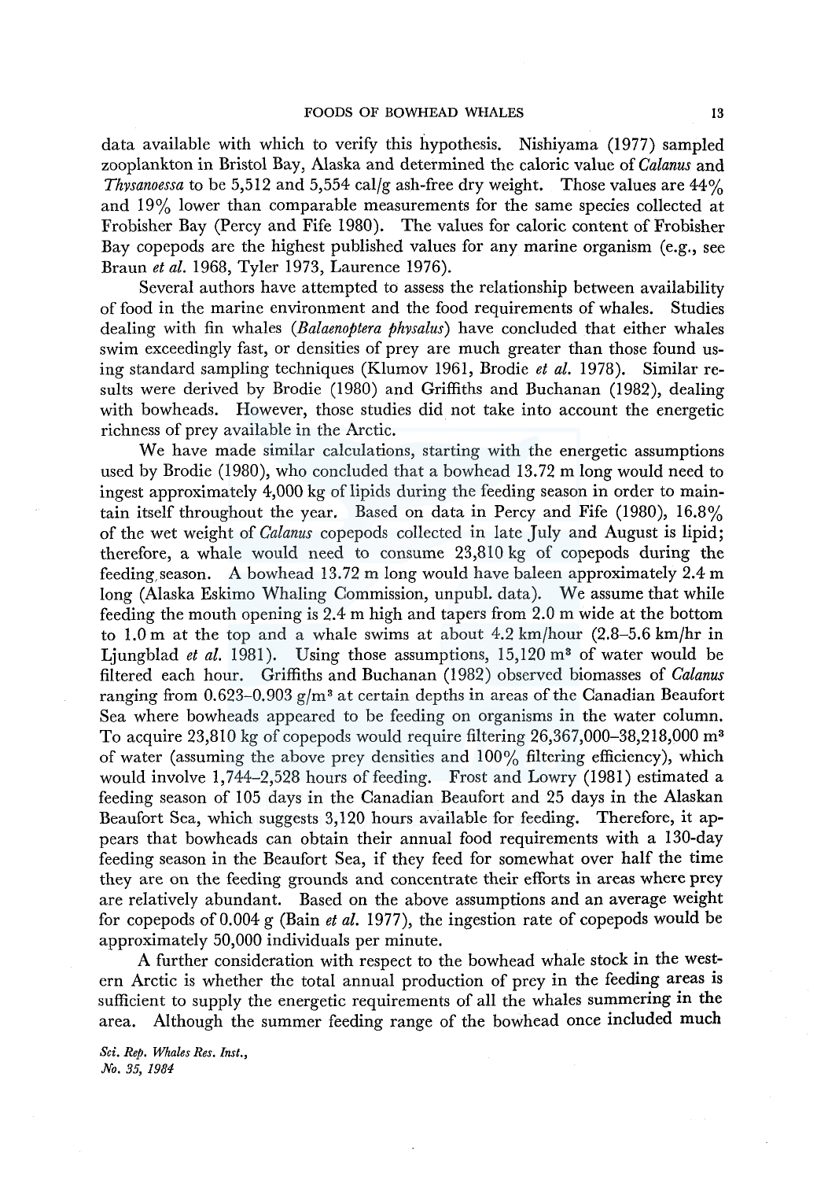data available with which to verify this hypothesis. Nishiyama (1977) sampled zooplankton in Bristol Bay, Alaska and determined the caloric value of *Calanus* and *Thysanoessa* to be 5,512 and 5,554 cal/g ash-free dry weight. Those values are 44% and 19% lower than comparable measurements for the same species collected at Frobisher Bay (Percy and Fife 1980). The values for caloric content of Frobisher Bay copepods are the highest published values for any marine organism (e.g., see Braun *et al.* 1968, Tyler 1973, Laurence 1976).

Several authors have attempted to assess the relationship between availability of food in the marine environment and the food requirements of whales. Studies dealing with fin whales (*Balaenoptera physalus*) have concluded that either whales swim exceedingly fast, or densities of prey are much greater than those found using standard sampling techniques (Klumov 1961, Brodie *et al.* 1978). Similar results were derived by Brodie (1980) and Griffiths and Buchanan (1982), dealing with bowheads. However, those studies did not take into account the energetic richness of prey available in the Arctic.

We have made similar calculations, starting with the energetic assumptions used by Brodie (1980), who concluded that a bowhead 13.72 m long would need to ingest approximately 4,000 kg of lipids during the feeding season in order to maintain itself throughout the year. Based on data in Percy and Fife (1980), 16.8% of the wet weight of *Calanus* copepods collected in late July and August is lipid; therefore, a whale would need to consume 23,810 kg of copepods during the feeding season. A bowhead 13.72 m long would have baleen approximately 2.4 m long (Alaska Eskimo Whaling Commission, unpubl. data). We assume that while feeding the mouth opening is 2.4 m high and tapers from 2.0 m wide at the bottom to 1.0 m at the top and a whale swims at about 4.2 km/hour (2.8–5.6 km/hr in Ljungblad *et al.* 1981). Using those assumptions, 15,120 $m^3$ of water would be filtered each hour. Griffiths and Buchanan (1982) observed biomasses of *Calanus* ranging from 0.623–0.903 $g/m^3$ at certain depths in areas of the Canadian Beaufort Sea where bowheads appeared to be feeding on organisms in the water column. To acquire 23,810 kg of copepods would require filtering 26,367,000–38,218,000 $m^3$ of water (assuming the above prey densities and 100% filtering efficiency), which would involve 1,744–2,528 hours of feeding. Frost and Lowry (1981) estimated a feeding season of 105 days in the Canadian Beaufort and 25 days in the Alaskan Beaufort Sea, which suggests 3,120 hours available for feeding. Therefore, it appears that bowheads can obtain their annual food requirements with a 130-day feeding season in the Beaufort Sea, if they feed for somewhat over half the time they are on the feeding grounds and concentrate their efforts in areas where prey are relatively abundant. Based on the above assumptions and an average weight for copepods of 0.004 g (Bain *et al.* 1977), the ingestion rate of copepods would be approximately 50,000 individuals per minute.

A further consideration with respect to the bowhead whale stock in the western Arctic is whether the total annual production of prey in the feeding areas is sufficient to supply the energetic requirements of all the whales summering in the area. Although the summer feeding range of the bowhead once included much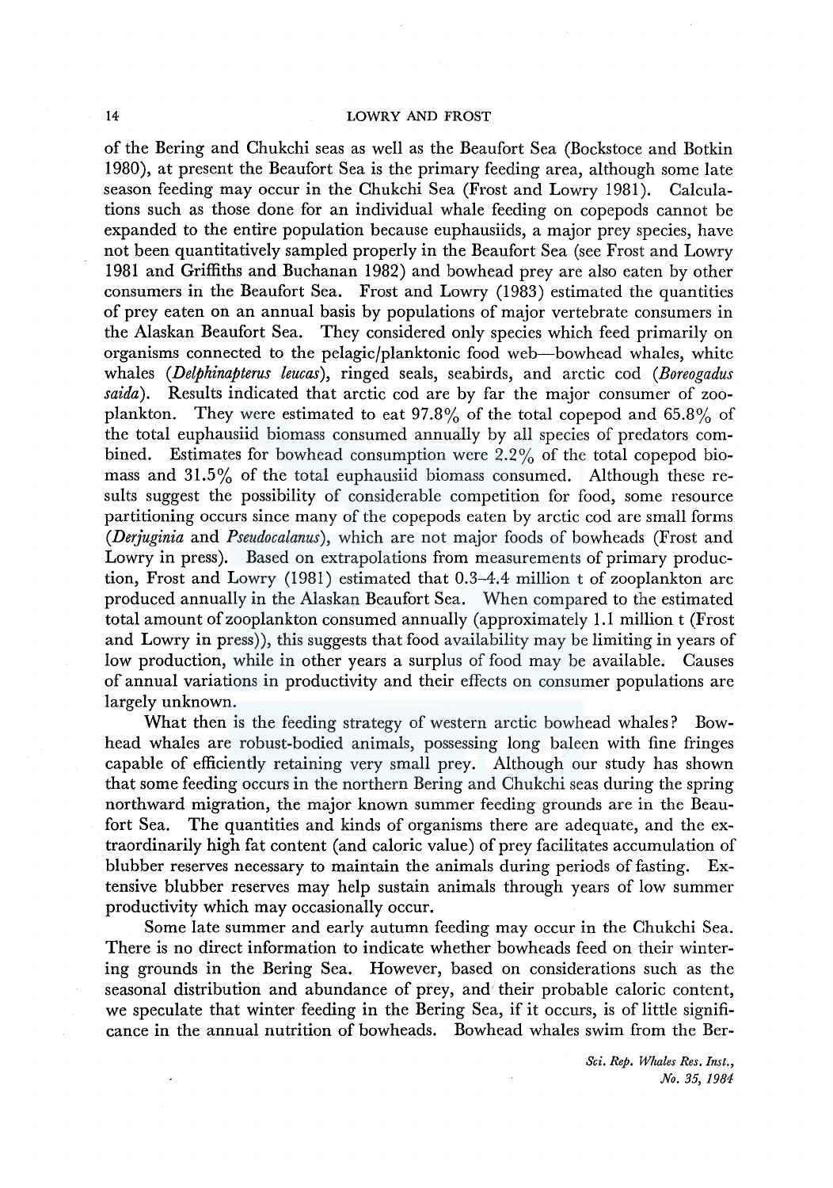of the Bering and Chukchi seas as well as the Beaufort Sea (Bockstoce and Botkin 1980), at present the Beaufort Sea is the primary feeding area, although some late season feeding may occur in the Chukchi Sea (Frost and Lowry 1981). Calculations such as those done for an individual whale feeding on copepods cannot be expanded to the entire population because euphausiids, a major prey species, have not been quantitatively sampled properly in the Beaufort Sea (see Frost and Lowry 1981 and Griffiths and Buchanan 1982) and bowhead prey are also eaten by other consumers in the Beaufort Sea. Frost and Lowry (1983) estimated the quantities of prey eaten on an annual basis by populations of major vertebrate consumers in the Alaskan Beaufort Sea. They considered only species which feed primarily on organisms connected to the pelagic/planktonic food web—bowhead whales, white whales (*Delphinapterus leucas*), ringed seals, seabirds, and arctic cod (*Boreogadus saida*). Results indicated that arctic cod are by far the major consumer of zooplankton. They were estimated to eat 97.8% of the total copepod and 65.8% of the total euphausiid biomass consumed annually by all species of predators combined. Estimates for bowhead consumption were 2.2% of the total copepod biomass and 31.5% of the total euphausiid biomass consumed. Although these results suggest the possibility of considerable competition for food, some resource partitioning occurs since many of the copepods eaten by arctic cod are small forms (*Derjuginia* and *Pseudocalanus*), which are not major foods of bowheads (Frost and Lowry in press). Based on extrapolations from measurements of primary production, Frost and Lowry (1981) estimated that 0.3–4.4 million t of zooplankton are produced annually in the Alaskan Beaufort Sea. When compared to the estimated total amount of zooplankton consumed annually (approximately 1.1 million t (Frost and Lowry in press)), this suggests that food availability may be limiting in years of low production, while in other years a surplus of food may be available. Causes of annual variations in productivity and their effects on consumer populations are largely unknown.

What then is the feeding strategy of western arctic bowhead whales? Bowhead whales are robust-bodied animals, possessing long baleen with fine fringes capable of efficiently retaining very small prey. Although our study has shown that some feeding occurs in the northern Bering and Chukchi seas during the spring northward migration, the major known summer feeding grounds are in the Beaufort Sea. The quantities and kinds of organisms there are adequate, and the extraordinarily high fat content (and caloric value) of prey facilitates accumulation of blubber reserves necessary to maintain the animals during periods of fasting. Extensive blubber reserves may help sustain animals through years of low summer productivity which may occasionally occur.

Some late summer and early autumn feeding may occur in the Chukchi Sea. There is no direct information to indicate whether bowheads feed on their wintering grounds in the Bering Sea. However, based on considerations such as the seasonal distribution and abundance of prey, and their probable caloric content, we speculate that winter feeding in the Bering Sea, if it occurs, is of little significance in the annual nutrition of bowheads. Bowhead whales swim from the Ber-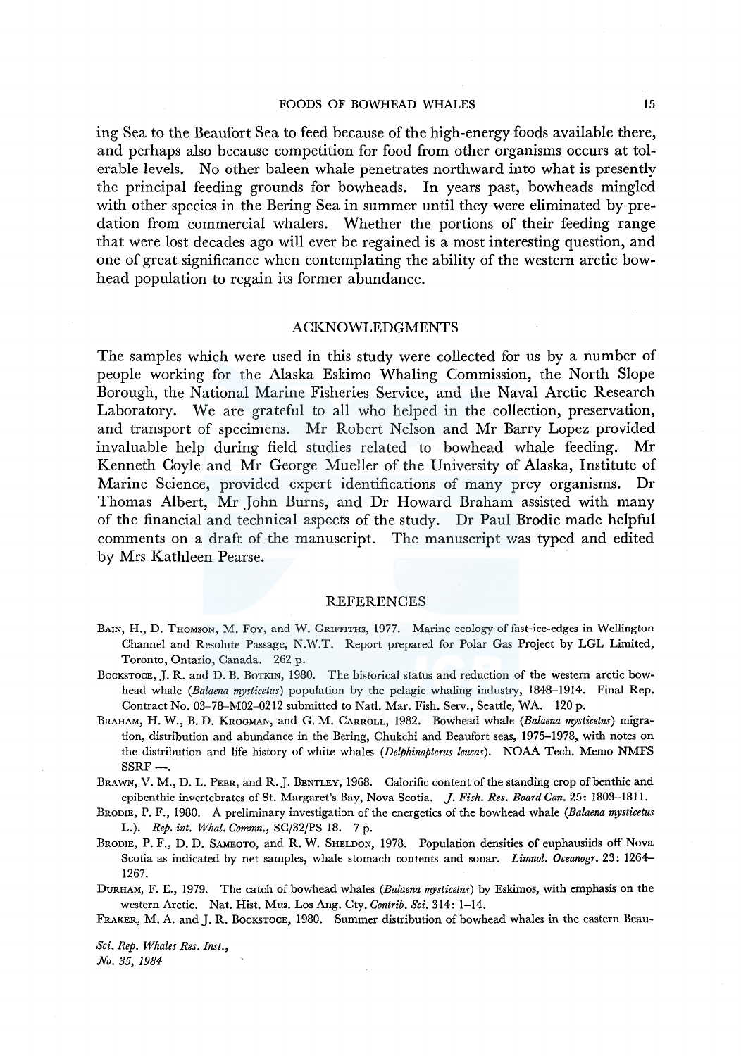ing Sea to the Beaufort Sea to feed because of the high-energy foods available there, and perhaps also because competition for food from other organisms occurs at tolerable levels. No other baleen whale penetrates northward into what is presently the principal feeding grounds for bowheads. In years past, bowheads mingled with other species in the Bering Sea in summer until they were eliminated by predation from commercial whalers. Whether the portions of their feeding range that were lost decades ago will ever be regained is a most interesting question, and one of great significance when contemplating the ability of the western arctic bowhead population to regain its former abundance.

## ACKNOWLEDGMENTS

The samples which were used in this study were collected for us by a number of people working for the Alaska Eskimo Whaling Commission, the North Slope Borough, the National Marine Fisheries Service, and the Naval Arctic Research Laboratory. We are grateful to all who helped in the collection, preservation, and transport of specimens. Mr Robert Nelson and Mr Barry Lopez provided invaluable help during field studies related to bowhead whale feeding. Mr Kenneth Coyle and Mr George Mueller of the University of Alaska, Institute of Marine Science, provided expert identifications of many prey organisms. Dr Thomas Albert, Mr John Burns, and Dr Howard Braham assisted with many of the financial and technical aspects of the study. Dr Paul Brodie made helpful comments on a draft of the manuscript. The manuscript was typed and edited by Mrs Kathleen Pearse.

## REFERENCES

BAIN, H., D. THOMSON, M. FOY, and W. GRIFFITHS, 1977. Marine ecology of fast-ice-edges in Wellington Channel and Resolute Passage, N.W.T. Report prepared for Polar Gas Project by LGL Limited, Toronto, Ontario, Canada. 262 p.

BOCKSTOCE, J. R. and D. B. BOTKIN, 1980. The historical status and reduction of the western arctic bowhead whale (*Balaena mysticetus*) population by the pelagic whaling industry, 1848–1914. Final Rep. Contract No. 03–78–M02–0212 submitted to Natl. Mar. Fish. Serv., Seattle, WA. 120 p.

BRAHAM, H. W., B. D. KROGMAN, and G. M. CARROLL, 1982. Bowhead whale (*Balaena mysticetus*) migration, distribution and abundance in the Bering, Chukchi and Beaufort seas, 1975–1978, with notes on the distribution and life history of white whales (*Delphinapterus leucas*). NOAA Tech. Memo NMFS SSRF —.

BRAWN, V. M., D. L. PEER, and R. J. BENTLEY, 1968. Calorific content of the standing crop of benthic and epibenthic invertebrates of St. Margaret's Bay, Nova Scotia. *J. Fish. Res. Board Can.* 25: 1803–1811.

BRODIE, P. F., 1980. A preliminary investigation of the energetics of the bowhead whale (*Balaena mysticetus* L.). *Rep. int. Whal. Commn.*, SC/32/PS 18. 7 p.

BRODIE, P. F., D. D. SAMEOTO, and R. W. SHELDON, 1978. Population densities of euphausiids off Nova Scotia as indicated by net samples, whale stomach contents and sonar. *Limnol. Oceanogr.* 23: 1264–1267.

DURHAM, F. E., 1979. The catch of bowhead whales (*Balaena mysticetus*) by Eskimos, with emphasis on the western Arctic. Nat. Hist. Mus. Los Ang. Cty. *Contrib. Sci.* 314: 1–14.

FRAKER, M. A. and J. R. BOCKSTOCE, 1980. Summer distribution of bowhead whales in the eastern Beau-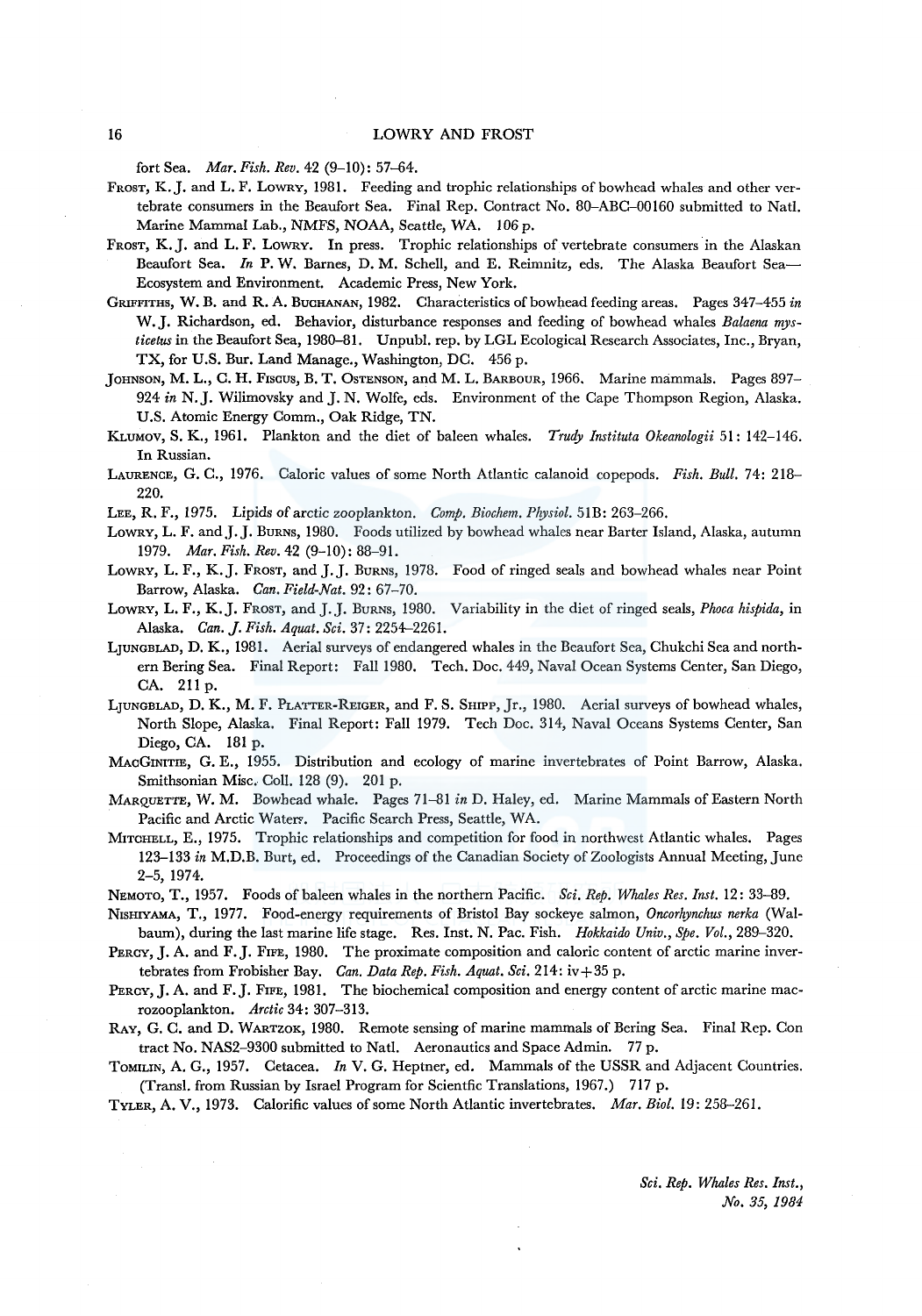fort Sea. *Mar. Fish. Rev.* 42 (9–10): 57–64.

Frost, K. J. and L. F. Lowry, 1981. Feeding and trophic relationships of bowhead whales and other vertebrate consumers in the Beaufort Sea. Final Rep. Contract No. 80–ABC–00160 submitted to Natl. Marine Mammal Lab., NMFS, NOAA, Seattle, WA. 106 p.

Frost, K. J. and L. F. Lowry. In press. Trophic relationships of vertebrate consumers in the Alaskan Beaufort Sea. *In* P. W. Barnes, D. M. Schell, and E. Reimnitz, eds. The Alaska Beaufort Sea—Ecosystem and Environment. Academic Press, New York.

Griffiths, W. B. and R. A. Buchanan, 1982. Characteristics of bowhead feeding areas. Pages 347–455 *in* W. J. Richardson, ed. Behavior, disturbance responses and feeding of bowhead whales *Balaena mysticetus* in the Beaufort Sea, 1980–81. Unpubl. rep. by LGL Ecological Research Associates, Inc., Bryan, TX, for U.S. Bur. Land Manage., Washington, DC. 456 p.

Johnson, M. L., C. H. Fiscus, B. T. Ostenson, and M. L. Barbour, 1966. Marine mammals. Pages 897–924 *in* N. J. Wilimovsky and J. N. Wolfe, eds. Environment of the Cape Thompson Region, Alaska. U.S. Atomic Energy Comm., Oak Ridge, TN.

Klumov, S. K., 1961. Plankton and the diet of baleen whales. *Trudy Instituta Okeanologii* 51: 142–146. In Russian.

Laurence, G. C., 1976. Caloric values of some North Atlantic calanoid copepods. *Fish. Bull.* 74: 218–220.

Lee, R. F., 1975. Lipids of arctic zooplankton. *Comp. Biochem. Physiol.* 51B: 263–266.

Lowry, L. F. and J. J. Burns, 1980. Foods utilized by bowhead whales near Barter Island, Alaska, autumn 1979. *Mar. Fish. Rev.* 42 (9–10): 88–91.

Lowry, L. F., K. J. Frost, and J. J. Burns, 1978. Food of ringed seals and bowhead whales near Point Barrow, Alaska. *Can. Field-Nat.* 92: 67–70.

Lowry, L. F., K. J. Frost, and J. J. Burns, 1980. Variability in the diet of ringed seals, *Phoca hispida*, in Alaska. *Can. J. Fish. Aquat. Sci.* 37: 2254–2261.

Ljungblad, D. K., 1981. Aerial surveys of endangered whales in the Beaufort Sea, Chukchi Sea and northern Bering Sea. Final Report: Fall 1980. Tech. Doc. 449, Naval Ocean Systems Center, San Diego, CA. 211 p.

Ljungblad, D. K., M. F. Platter-Reiger, and F. S. Shipp, Jr., 1980. Aerial surveys of bowhead whales, North Slope, Alaska. Final Report: Fall 1979. Tech Doc. 314, Naval Oceans Systems Center, San Diego, CA. 181 p.

MacGinitie, G. E., 1955. Distribution and ecology of marine invertebrates of Point Barrow, Alaska. Smithsonian Misc. Coll. 128 (9). 201 p.

Marquette, W. M. Bowhead whale. Pages 71–81 *in* D. Haley, ed. Marine Mammals of Eastern North Pacific and Arctic Waters. Pacific Search Press, Seattle, WA.

Mitchell, E., 1975. Trophic relationships and competition for food in northwest Atlantic whales. Pages 123–133 *in* M.D.B. Burt, ed. Proceedings of the Canadian Society of Zoologists Annual Meeting, June 2–5, 1974.

Nemoto, T., 1957. Foods of baleen whales in the northern Pacific. *Sci. Rep. Whales Res. Inst.* 12: 33–89.

Nishiyama, T., 1977. Food-energy requirements of Bristol Bay sockeye salmon, *Oncorhynchus nerka* (Walbaum), during the last marine life stage. Res. Inst. N. Pac. Fish. *Hokkaido Univ., Spe. Vol.*, 289–320.

Percy, J. A. and F. J. Fife, 1980. The proximate composition and caloric content of arctic marine invertebrates from Frobisher Bay. *Can. Data Rep. Fish. Aquat. Sci.* 214: iv+35 p.

Percy, J. A. and F. J. Fife, 1981. The biochemical composition and energy content of arctic marine macrozooplankton. *Arctic* 34: 307–313.

Ray, G. C. and D. Wartzok, 1980. Remote sensing of marine mammals of Bering Sea. Final Rep. Contract No. NAS2–9300 submitted to Natl. Aeronautics and Space Admin. 77 p.

Tomilin, A. G., 1957. Cetacea. *In* V. G. Heptner, ed. Mammals of the USSR and Adjacent Countries. (Transl. from Russian by Israel Program for Scientfic Translations, 1967.) 717 p.

Tyler, A. V., 1973. Calorific values of some North Atlantic invertebrates. *Mar. Biol.* 19: 258–261.